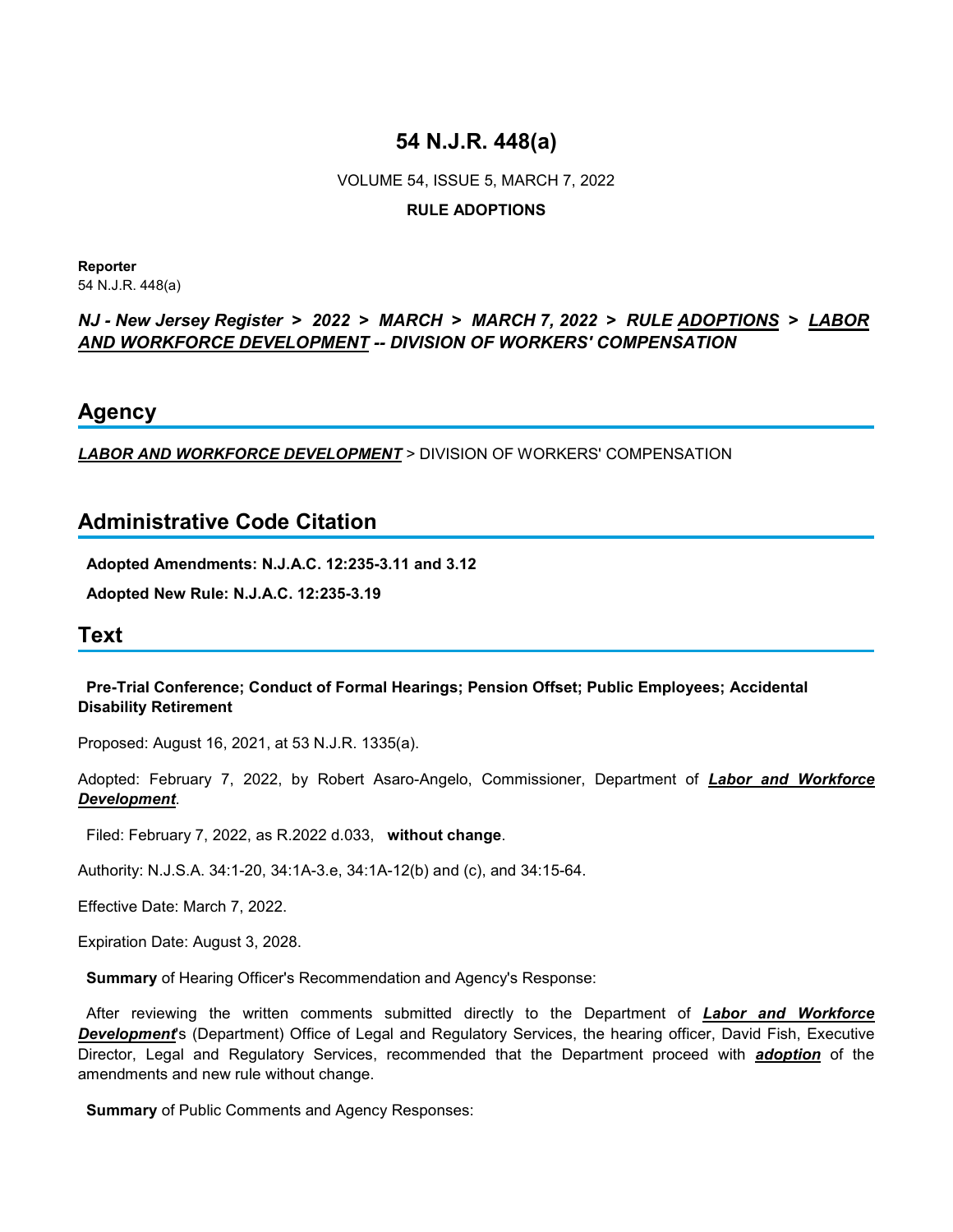# 54 N.J.R. 448(a)

VOLUME 54, ISSUE 5, MARCH 7, 2022

**RULE ADOPTIONS**

**Reporter**
54 N.J.R. 448(a)

***NJ - New Jersey Register > 2022 > MARCH > MARCH 7, 2022 > RULE ADOPTIONS > LABOR AND WORKFORCE DEVELOPMENT -- DIVISION OF WORKERS' COMPENSATION***

## Agency

***LABOR AND WORKFORCE DEVELOPMENT*** > DIVISION OF WORKERS' COMPENSATION

## Administrative Code Citation

**Adopted Amendments: N.J.A.C. 12:235-3.11 and 3.12**

**Adopted New Rule: N.J.A.C. 12:235-3.19**

## Text

**Pre-Trial Conference; Conduct of Formal Hearings; Pension Offset; Public Employees; Accidental Disability Retirement**

Proposed: August 16, 2021, at 53 N.J.R. 1335(a).

Adopted: February 7, 2022, by Robert Asaro-Angelo, Commissioner, Department of ***Labor and Workforce Development***.

Filed: February 7, 2022, as R.2022 d.033, **without change**.

Authority: N.J.S.A. 34:1-20, 34:1A-3.e, 34:1A-12(b) and (c), and 34:15-64.

Effective Date: March 7, 2022.

Expiration Date: August 3, 2028.

**Summary** of Hearing Officer's Recommendation and Agency's Response:

After reviewing the written comments submitted directly to the Department of ***Labor and Workforce Development***'s (Department) Office of Legal and Regulatory Services, the hearing officer, David Fish, Executive Director, Legal and Regulatory Services, recommended that the Department proceed with ***adoption*** of the amendments and new rule without change.

**Summary** of Public Comments and Agency Responses: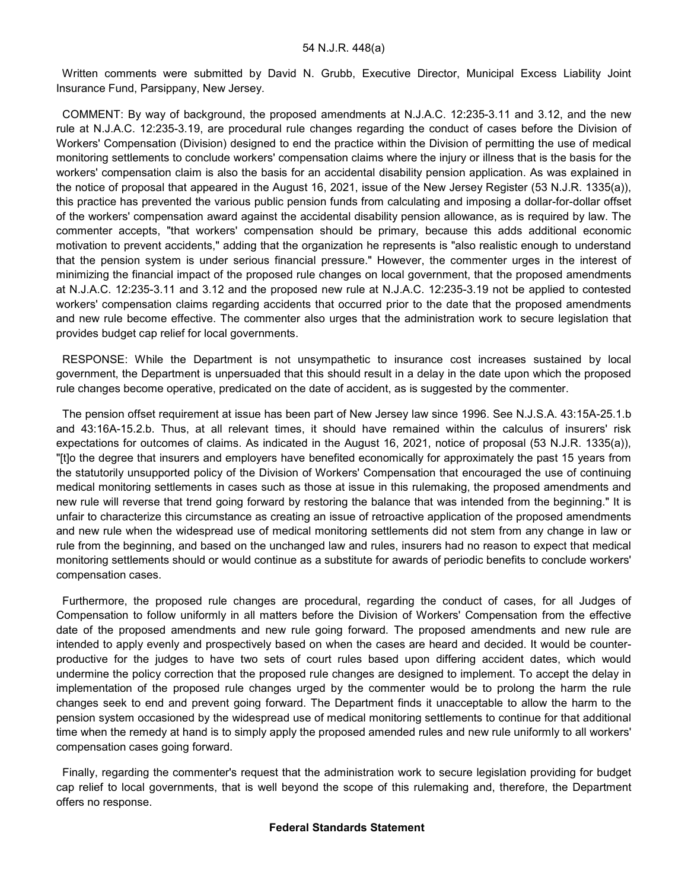Written comments were submitted by David N. Grubb, Executive Director, Municipal Excess Liability Joint Insurance Fund, Parsippany, New Jersey.

COMMENT: By way of background, the proposed amendments at N.J.A.C. 12:235-3.11 and 3.12, and the new rule at N.J.A.C. 12:235-3.19, are procedural rule changes regarding the conduct of cases before the Division of Workers' Compensation (Division) designed to end the practice within the Division of permitting the use of medical monitoring settlements to conclude workers' compensation claims where the injury or illness that is the basis for the workers' compensation claim is also the basis for an accidental disability pension application. As was explained in the notice of proposal that appeared in the August 16, 2021, issue of the New Jersey Register (53 N.J.R. 1335(a)), this practice has prevented the various public pension funds from calculating and imposing a dollar-for-dollar offset of the workers' compensation award against the accidental disability pension allowance, as is required by law. The commenter accepts, "that workers' compensation should be primary, because this adds additional economic motivation to prevent accidents," adding that the organization he represents is "also realistic enough to understand that the pension system is under serious financial pressure." However, the commenter urges in the interest of minimizing the financial impact of the proposed rule changes on local government, that the proposed amendments at N.J.A.C. 12:235-3.11 and 3.12 and the proposed new rule at N.J.A.C. 12:235-3.19 not be applied to contested workers' compensation claims regarding accidents that occurred prior to the date that the proposed amendments and new rule become effective. The commenter also urges that the administration work to secure legislation that provides budget cap relief for local governments.

RESPONSE: While the Department is not unsympathetic to insurance cost increases sustained by local government, the Department is unpersuaded that this should result in a delay in the date upon which the proposed rule changes become operative, predicated on the date of accident, as is suggested by the commenter.

The pension offset requirement at issue has been part of New Jersey law since 1996. See N.J.S.A. 43:15A-25.1.b and 43:16A-15.2.b. Thus, at all relevant times, it should have remained within the calculus of insurers' risk expectations for outcomes of claims. As indicated in the August 16, 2021, notice of proposal (53 N.J.R. 1335(a)), "[t]o the degree that insurers and employers have benefited economically for approximately the past 15 years from the statutorily unsupported policy of the Division of Workers' Compensation that encouraged the use of continuing medical monitoring settlements in cases such as those at issue in this rulemaking, the proposed amendments and new rule will reverse that trend going forward by restoring the balance that was intended from the beginning." It is unfair to characterize this circumstance as creating an issue of retroactive application of the proposed amendments and new rule when the widespread use of medical monitoring settlements did not stem from any change in law or rule from the beginning, and based on the unchanged law and rules, insurers had no reason to expect that medical monitoring settlements should or would continue as a substitute for awards of periodic benefits to conclude workers' compensation cases.

Furthermore, the proposed rule changes are procedural, regarding the conduct of cases, for all Judges of Compensation to follow uniformly in all matters before the Division of Workers' Compensation from the effective date of the proposed amendments and new rule going forward. The proposed amendments and new rule are intended to apply evenly and prospectively based on when the cases are heard and decided. It would be counter-productive for the judges to have two sets of court rules based upon differing accident dates, which would undermine the policy correction that the proposed rule changes are designed to implement. To accept the delay in implementation of the proposed rule changes urged by the commenter would be to prolong the harm the rule changes seek to end and prevent going forward. The Department finds it unacceptable to allow the harm to the pension system occasioned by the widespread use of medical monitoring settlements to continue for that additional time when the remedy at hand is to simply apply the proposed amended rules and new rule uniformly to all workers' compensation cases going forward.

Finally, regarding the commenter's request that the administration work to secure legislation providing for budget cap relief to local governments, that is well beyond the scope of this rulemaking and, therefore, the Department offers no response.

## Federal Standards Statement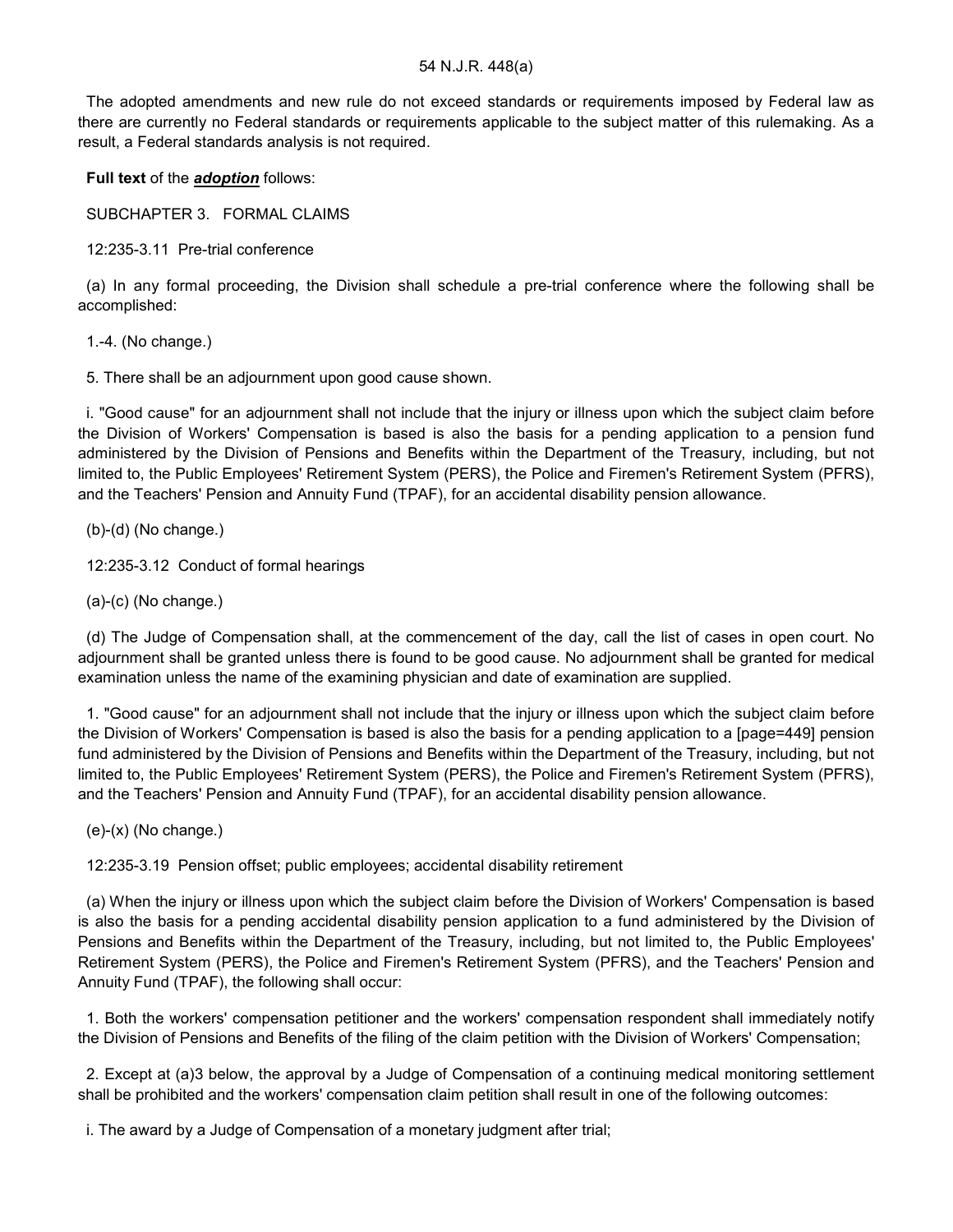The adopted amendments and new rule do not exceed standards or requirements imposed by Federal law as there are currently no Federal standards or requirements applicable to the subject matter of this rulemaking. As a result, a Federal standards analysis is not required.

**Full text** of the ***adoption*** follows:

SUBCHAPTER 3. FORMAL CLAIMS

12:235-3.11 Pre-trial conference

(a) In any formal proceeding, the Division shall schedule a pre-trial conference where the following shall be accomplished:

1.-4. (No change.)

5. There shall be an adjournment upon good cause shown.

i. "Good cause" for an adjournment shall not include that the injury or illness upon which the subject claim before the Division of Workers' Compensation is based is also the basis for a pending application to a pension fund administered by the Division of Pensions and Benefits within the Department of the Treasury, including, but not limited to, the Public Employees' Retirement System (PERS), the Police and Firemen's Retirement System (PFRS), and the Teachers' Pension and Annuity Fund (TPAF), for an accidental disability pension allowance.

(b)-(d) (No change.)

12:235-3.12 Conduct of formal hearings

(a)-(c) (No change.)

(d) The Judge of Compensation shall, at the commencement of the day, call the list of cases in open court. No adjournment shall be granted unless there is found to be good cause. No adjournment shall be granted for medical examination unless the name of the examining physician and date of examination are supplied.

1. "Good cause" for an adjournment shall not include that the injury or illness upon which the subject claim before the Division of Workers' Compensation is based is also the basis for a pending application to a [page=449] pension fund administered by the Division of Pensions and Benefits within the Department of the Treasury, including, but not limited to, the Public Employees' Retirement System (PERS), the Police and Firemen's Retirement System (PFRS), and the Teachers' Pension and Annuity Fund (TPAF), for an accidental disability pension allowance.

(e)-(x) (No change.)

12:235-3.19 Pension offset; public employees; accidental disability retirement

(a) When the injury or illness upon which the subject claim before the Division of Workers' Compensation is based is also the basis for a pending accidental disability pension application to a fund administered by the Division of Pensions and Benefits within the Department of the Treasury, including, but not limited to, the Public Employees' Retirement System (PERS), the Police and Firemen's Retirement System (PFRS), and the Teachers' Pension and Annuity Fund (TPAF), the following shall occur:

1. Both the workers' compensation petitioner and the workers' compensation respondent shall immediately notify the Division of Pensions and Benefits of the filing of the claim petition with the Division of Workers' Compensation;

2. Except at (a)3 below, the approval by a Judge of Compensation of a continuing medical monitoring settlement shall be prohibited and the workers' compensation claim petition shall result in one of the following outcomes:

i. The award by a Judge of Compensation of a monetary judgment after trial;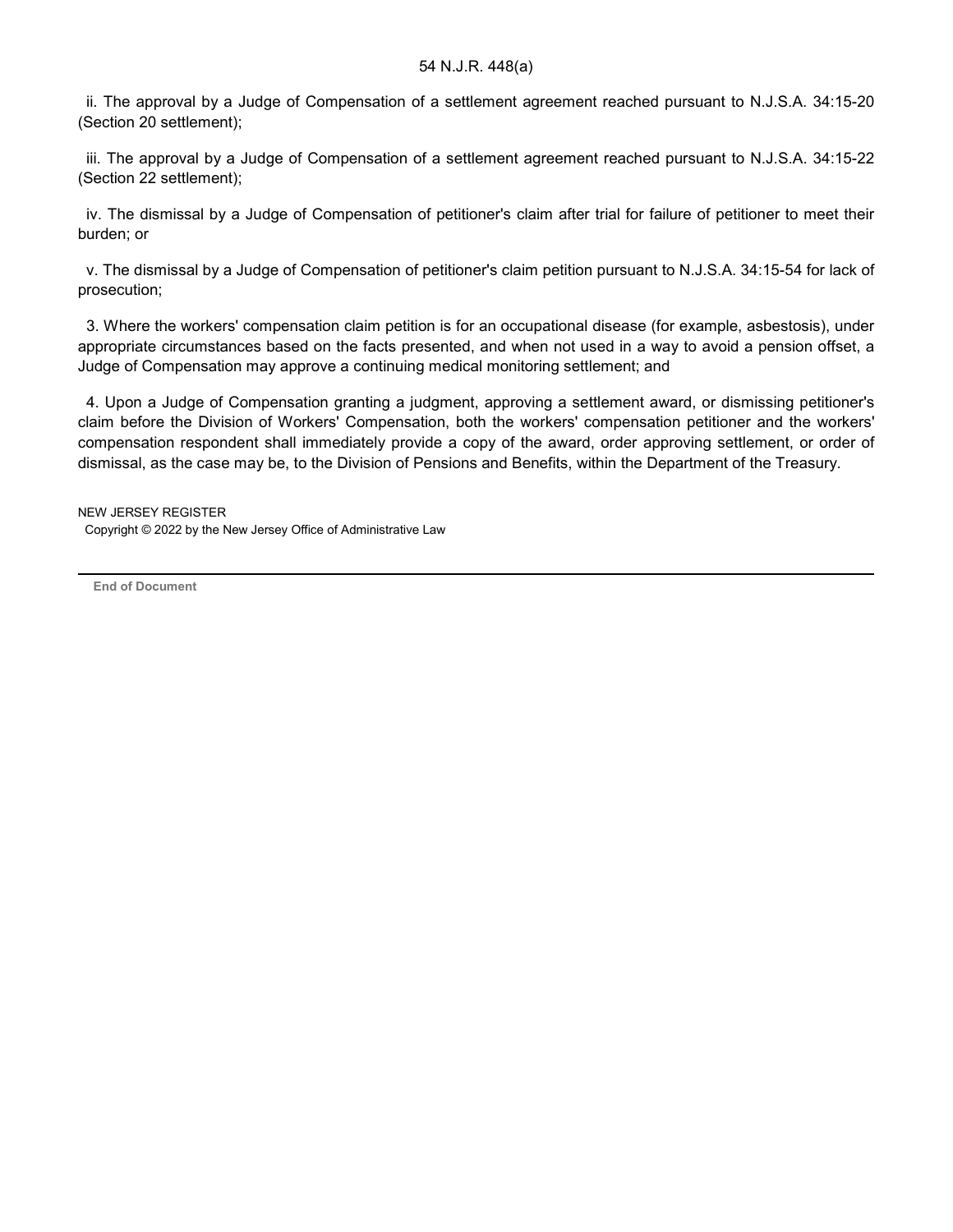ii. The approval by a Judge of Compensation of a settlement agreement reached pursuant to N.J.S.A. 34:15-20 (Section 20 settlement);

iii. The approval by a Judge of Compensation of a settlement agreement reached pursuant to N.J.S.A. 34:15-22 (Section 22 settlement);

iv. The dismissal by a Judge of Compensation of petitioner's claim after trial for failure of petitioner to meet their burden; or

v. The dismissal by a Judge of Compensation of petitioner's claim petition pursuant to N.J.S.A. 34:15-54 for lack of prosecution;

3. Where the workers' compensation claim petition is for an occupational disease (for example, asbestosis), under appropriate circumstances based on the facts presented, and when not used in a way to avoid a pension offset, a Judge of Compensation may approve a continuing medical monitoring settlement; and

4. Upon a Judge of Compensation granting a judgment, approving a settlement award, or dismissing petitioner's claim before the Division of Workers' Compensation, both the workers' compensation petitioner and the workers' compensation respondent shall immediately provide a copy of the award, order approving settlement, or order of dismissal, as the case may be, to the Division of Pensions and Benefits, within the Department of the Treasury.

NEW JERSEY REGISTER
Copyright © 2022 by the New Jersey Office of Administrative Law

End of Document